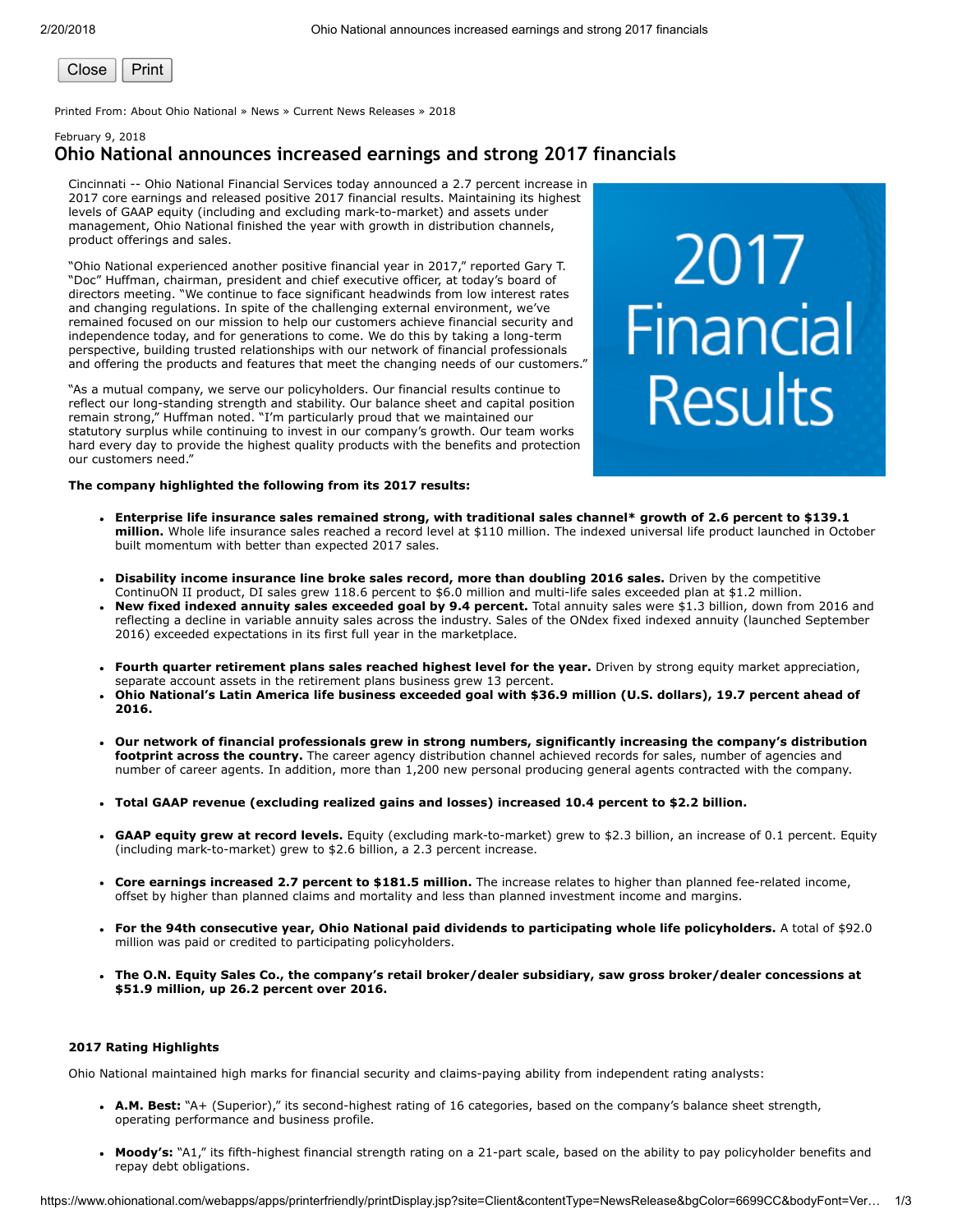Printed From: About Ohio National » News » Current News Releases » 2018

February 9, 2018

# Ohio National announces increased earnings and strong 2017 financials

Cincinnati -- Ohio National Financial Services today announced a 2.7 percent increase in 2017 core earnings and released positive 2017 financial results. Maintaining its highest levels of GAAP equity (including and excluding mark-to-market) and assets under management, Ohio National finished the year with growth in distribution channels, product offerings and sales.

"Ohio National experienced another positive financial year in 2017," reported Gary T. "Doc" Huffman, chairman, president and chief executive officer, at today's board of directors meeting. "We continue to face significant headwinds from low interest rates and changing regulations. In spite of the challenging external environment, we've remained focused on our mission to help our customers achieve financial security and independence today, and for generations to come. We do this by taking a long-term perspective, building trusted relationships with our network of financial professionals and offering the products and features that meet the changing needs of our customers."

"As a mutual company, we serve our policyholders. Our financial results continue to reflect our long-standing strength and stability. Our balance sheet and capital position remain strong," Huffman noted. "I'm particularly proud that we maintained our statutory surplus while continuing to invest in our company's growth. Our team works hard every day to provide the highest quality products with the benefits and protection our customers need."

**The company highlighted the following from its 2017 results:**

- **Enterprise life insurance sales remained strong, with traditional sales channel* growth of 2.6 percent to $139.1 million.** Whole life insurance sales reached a record level at $110 million. The indexed universal life product launched in October built momentum with better than expected 2017 sales.
- **Disability income insurance line broke sales record, more than doubling 2016 sales.** Driven by the competitive ContinuON II product, DI sales grew 118.6 percent to $6.0 million and multi-life sales exceeded plan at $1.2 million.
- **New fixed indexed annuity sales exceeded goal by 9.4 percent.** Total annuity sales were $1.3 billion, down from 2016 and reflecting a decline in variable annuity sales across the industry. Sales of the ONdex fixed indexed annuity (launched September 2016) exceeded expectations in its first full year in the marketplace.
- **Fourth quarter retirement plans sales reached highest level for the year.** Driven by strong equity market appreciation, separate account assets in the retirement plans business grew 13 percent.
- **Ohio National's Latin America life business exceeded goal with $36.9 million (U.S. dollars), 19.7 percent ahead of 2016.**
- **Our network of financial professionals grew in strong numbers, significantly increasing the company's distribution footprint across the country.** The career agency distribution channel achieved records for sales, number of agencies and number of career agents. In addition, more than 1,200 new personal producing general agents contracted with the company.
- **Total GAAP revenue (excluding realized gains and losses) increased 10.4 percent to $2.2 billion.**
- **GAAP equity grew at record levels.** Equity (excluding mark-to-market) grew to $2.3 billion, an increase of 0.1 percent. Equity (including mark-to-market) grew to $2.6 billion, a 2.3 percent increase.
- **Core earnings increased 2.7 percent to $181.5 million.** The increase relates to higher than planned fee-related income, offset by higher than planned claims and mortality and less than planned investment income and margins.
- **For the 94th consecutive year, Ohio National paid dividends to participating whole life policyholders.** A total of $92.0 million was paid or credited to participating policyholders.
- **The O.N. Equity Sales Co., the company's retail broker/dealer subsidiary, saw gross broker/dealer concessions at $51.9 million, up 26.2 percent over 2016.**

**2017 Rating Highlights**

Ohio National maintained high marks for financial security and claims-paying ability from independent rating analysts:

- **A.M. Best:** "A+ (Superior)," its second-highest rating of 16 categories, based on the company's balance sheet strength, operating performance and business profile.
- **Moody's:** "A1," its fifth-highest financial strength rating on a 21-part scale, based on the ability to pay policyholder benefits and repay debt obligations.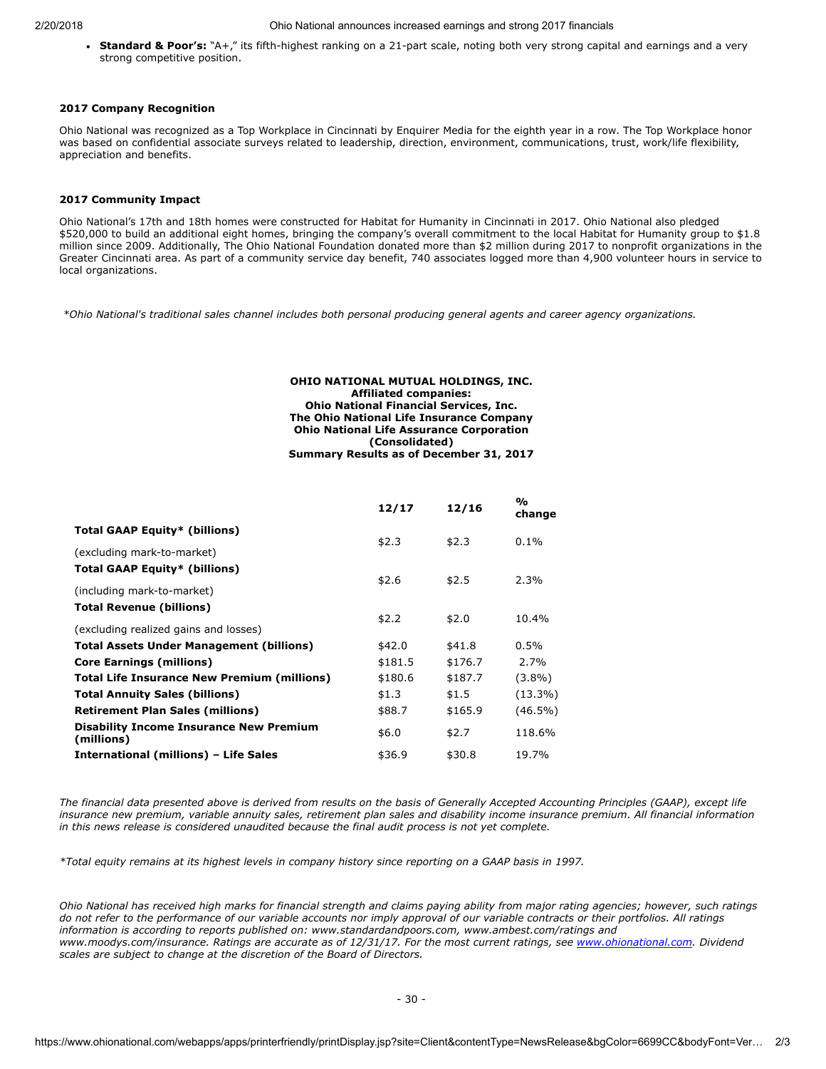- **Standard & Poor's:** "A+," its fifth-highest ranking on a 21-part scale, noting both very strong capital and earnings and a very strong competitive position.

#### 2017 Company Recognition

Ohio National was recognized as a Top Workplace in Cincinnati by Enquirer Media for the eighth year in a row. The Top Workplace honor was based on confidential associate surveys related to leadership, direction, environment, communications, trust, work/life flexibility, appreciation and benefits.

#### 2017 Community Impact

Ohio National's 17th and 18th homes were constructed for Habitat for Humanity in Cincinnati in 2017. Ohio National also pledged $520,000 to build an additional eight homes, bringing the company's overall commitment to the local Habitat for Humanity group to $1.8 million since 2009. Additionally, The Ohio National Foundation donated more than $2 million during 2017 to nonprofit organizations in the Greater Cincinnati area. As part of a community service day benefit, 740 associates logged more than 4,900 volunteer hours in service to local organizations.

*\*Ohio National's traditional sales channel includes both personal producing general agents and career agency organizations.*

**OHIO NATIONAL MUTUAL HOLDINGS, INC.**
**Affiliated companies:**
**Ohio National Financial Services, Inc.**
**The Ohio National Life Insurance Company**
**Ohio National Life Assurance Corporation**
**(Consolidated)**
**Summary Results as of December 31, 2017**

| | 12/17 | 12/16 | % change |
|---|---|---|---|
| **Total GAAP Equity\* (billions)** (excluding mark-to-market) | $2.3 | $2.3 | 0.1% |
| **Total GAAP Equity\* (billions)** (including mark-to-market) | $2.6 | $2.5 | 2.3% |
| **Total Revenue (billions)** (excluding realized gains and losses) | $2.2 | $2.0 | 10.4% |
| **Total Assets Under Management (billions)** | $42.0 | $41.8 | 0.5% |
| **Core Earnings (millions)** | $181.5 | $176.7 | 2.7% |
| **Total Life Insurance New Premium (millions)** | $180.6 | $187.7 | (3.8%) |
| **Total Annuity Sales (billions)** | $1.3 | $1.5 | (13.3%) |
| **Retirement Plan Sales (millions)** | $88.7 | $165.9 | (46.5%) |
| **Disability Income Insurance New Premium (millions)** | $6.0 | $2.7 | 118.6% |
| **International (millions) – Life Sales** | $36.9 | $30.8 | 19.7% |

*The financial data presented above is derived from results on the basis of Generally Accepted Accounting Principles (GAAP), except life insurance new premium, variable annuity sales, retirement plan sales and disability income insurance premium. All financial information in this news release is considered unaudited because the final audit process is not yet complete.*

*\*Total equity remains at its highest levels in company history since reporting on a GAAP basis in 1997.*

*Ohio National has received high marks for financial strength and claims paying ability from major rating agencies; however, such ratings do not refer to the performance of our variable accounts nor imply approval of our variable contracts or their portfolios. All ratings information is according to reports published on: www.standardandpoors.com, www.ambest.com/ratings and www.moodys.com/insurance. Ratings are accurate as of 12/31/17. For the most current ratings, see www.ohionational.com. Dividend scales are subject to change at the discretion of the Board of Directors.*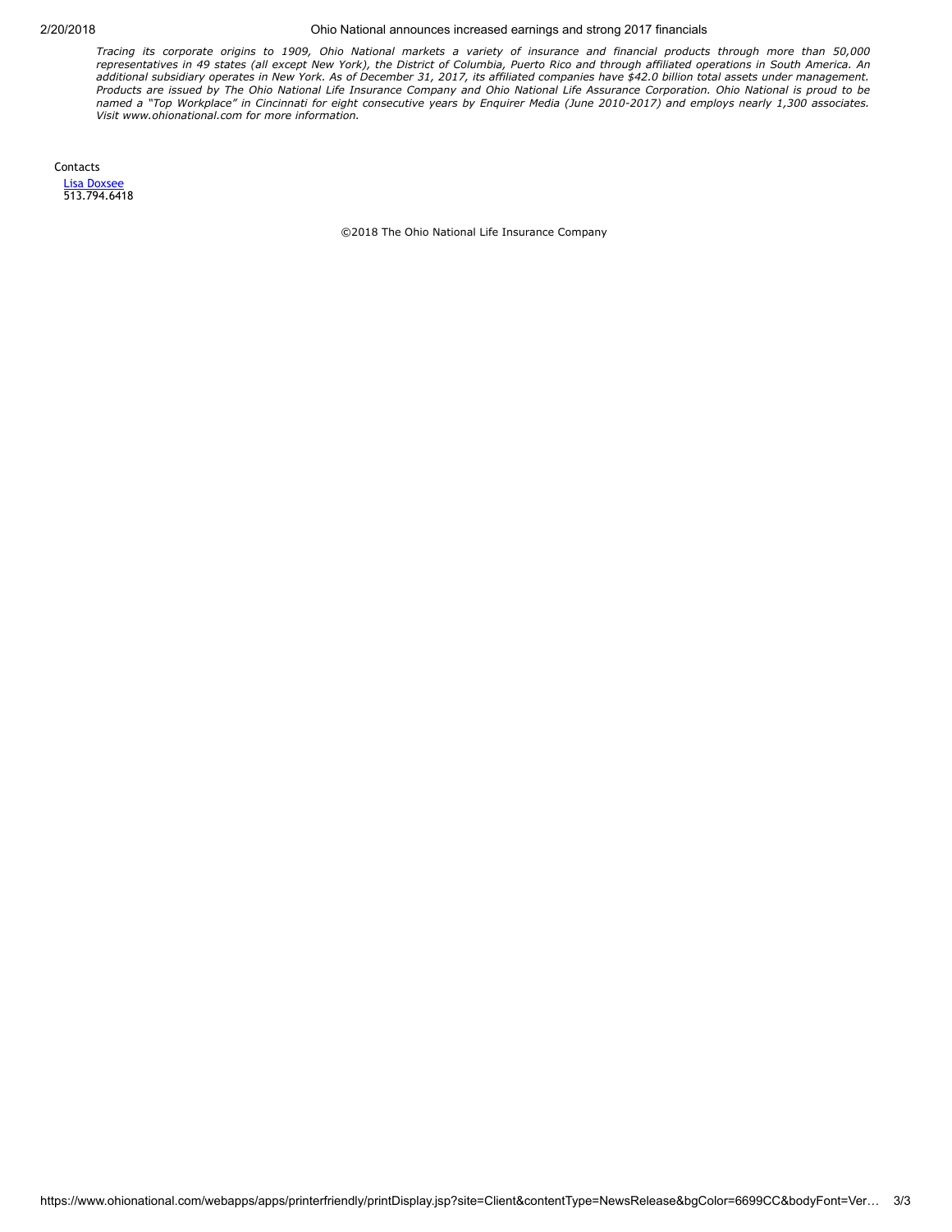*Tracing its corporate origins to 1909, Ohio National markets a variety of insurance and financial products through more than 50,000 representatives in 49 states (all except New York), the District of Columbia, Puerto Rico and through affiliated operations in South America. An additional subsidiary operates in New York. As of December 31, 2017, its affiliated companies have $42.0 billion total assets under management. Products are issued by The Ohio National Life Insurance Company and Ohio National Life Assurance Corporation. Ohio National is proud to be named a "Top Workplace" in Cincinnati for eight consecutive years by Enquirer Media (June 2010-2017) and employs nearly 1,300 associates. Visit www.ohionational.com for more information.*

Contacts

Lisa Doxsee
513.794.6418

©2018 The Ohio National Life Insurance Company